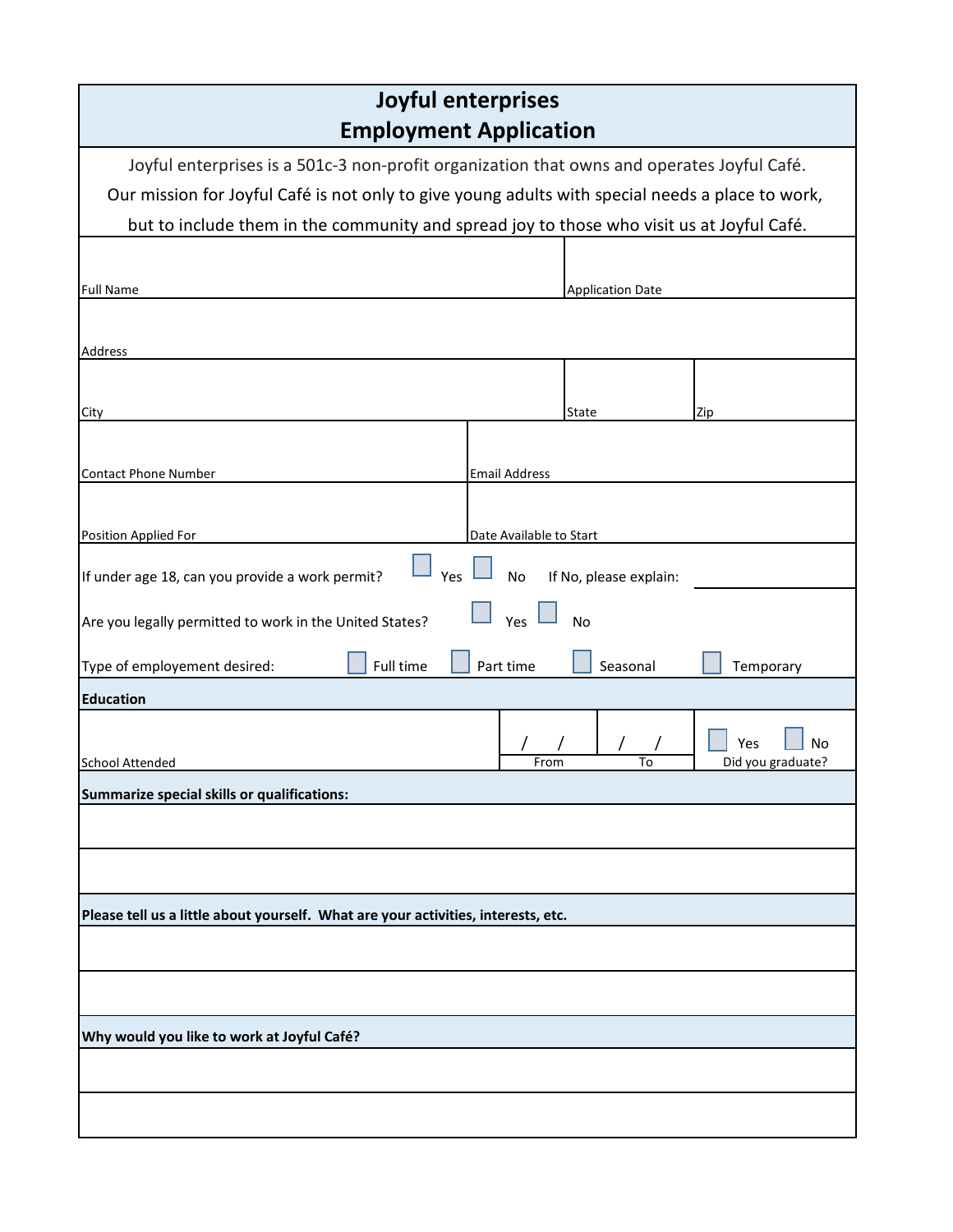# Joyful enterprises
## Employment Application

Joyful enterprises is a 501c-3 non-profit organization that owns and operates Joyful Café.
Our mission for Joyful Café is not only to give young adults with special needs a place to work, but to include them in the community and spread joy to those who visit us at Joyful Café.

| Full Name | | Application Date |
|---|---|---|
| Address | | |
| City | State | Zip |
| Contact Phone Number | Email Address | |
| Position Applied For | Date Available to Start | |

If under age 18, can you provide a work permit? ☐ Yes ☐ No If No, please explain: ________

Are you legally permitted to work in the United States? ☐ Yes ☐ No

Type of employement desired: ☐ Full time ☐ Part time ☐ Seasonal ☐ Temporary

**Education**

| School Attended | / / From | / / To | ☐ Yes ☐ No Did you graduate? |
|---|---|---|---|
| | | | |

**Summarize special skills or qualifications:**

&nbsp;

**Please tell us a little about yourself. What are your activities, interests, etc.**

&nbsp;

**Why would you like to work at Joyful Café?**

&nbsp;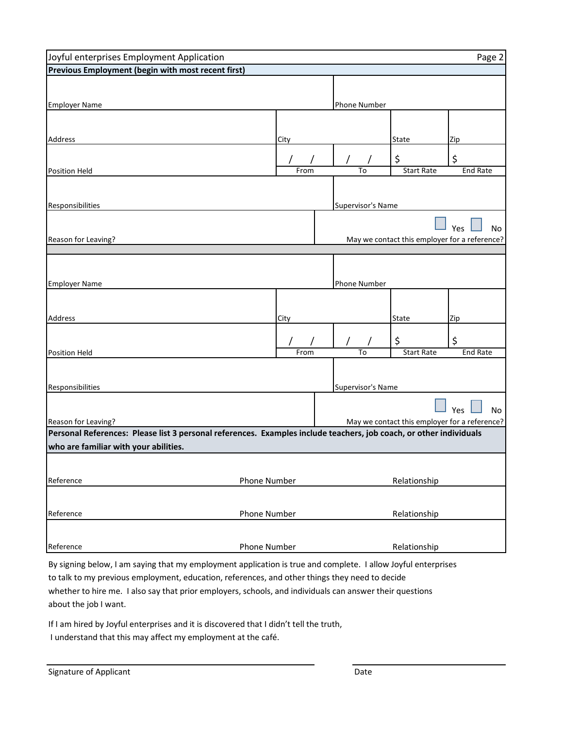| Joyful enterprises Employment Application | | | | | | Page 2 |
|---|---|---|---|---|---|---|
| **Previous Employment (begin with most recent first)** | | | | | | |
| Employer Name | | | Phone Number | | | |
| Address | City | | | State | Zip | |
| Position Held | / / From | | / / To | $ Start Rate | $ End Rate | |
| Responsibilities | | | Supervisor's Name | | | |
| Reason for Leaving? | | May we contact this employer for a reference? ☐ Yes ☐ No | | | | |
| | | | | | | |
| Employer Name | | | Phone Number | | | |
| Address | City | | | State | Zip | |
| Position Held | / / From | | / / To | $ Start Rate | $ End Rate | |
| Responsibilities | | | Supervisor's Name | | | |
| Reason for Leaving? | | May we contact this employer for a reference? ☐ Yes ☐ No | | | | |

| **Personal References: Please list 3 personal references. Examples include teachers, job coach, or other individuals who are familiar with your abilities.** | | |
|---|---|---|
| Reference | Phone Number | Relationship |
| Reference | Phone Number | Relationship |
| Reference | Phone Number | Relationship |

By signing below, I am saying that my employment application is true and complete. I allow Joyful enterprises to talk to my previous employment, education, references, and other things they need to decide whether to hire me. I also say that prior employers, schools, and individuals can answer their questions about the job I want.

If I am hired by Joyful enterprises and it is discovered that I didn't tell the truth, I understand that this may affect my employment at the café.

Signature of Applicant _______________________ Date _______________